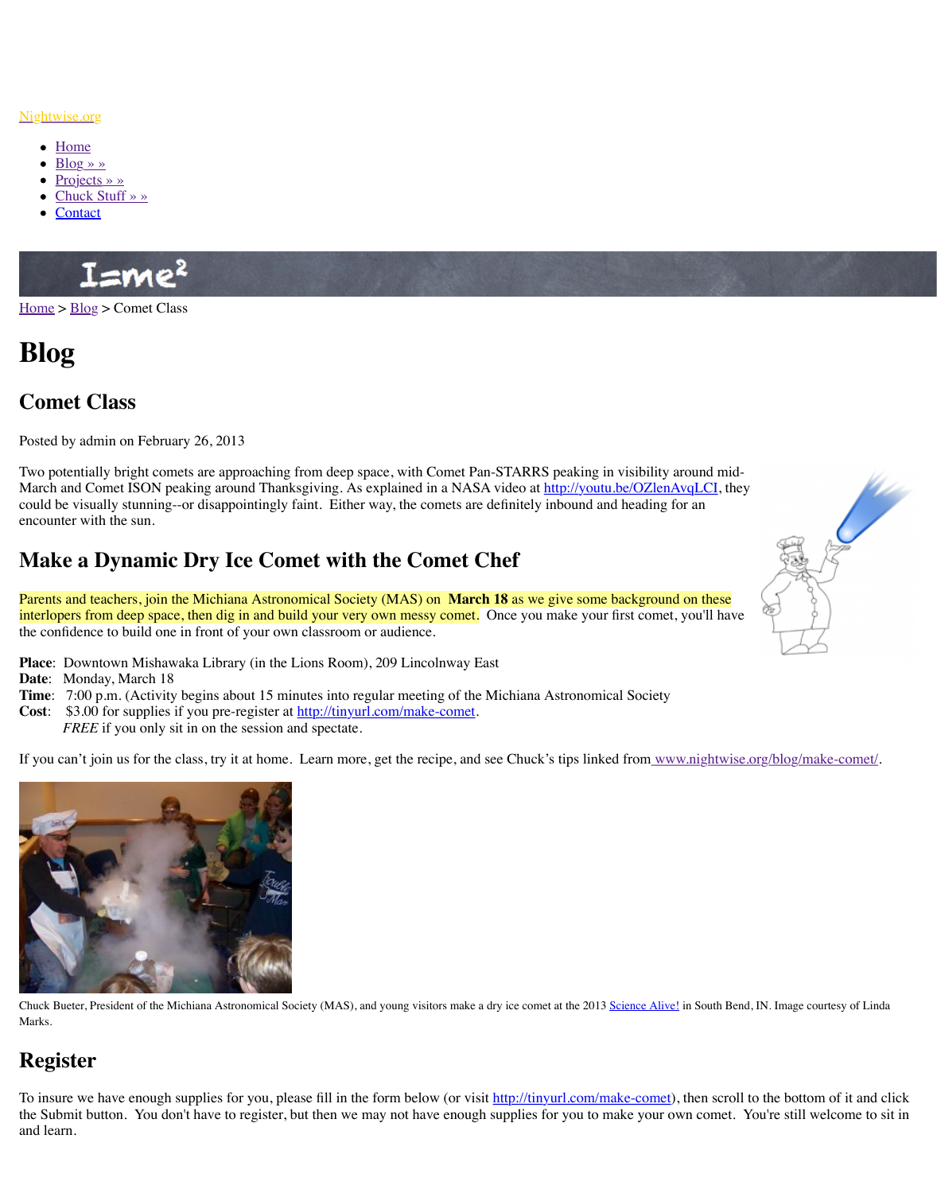Nightwise.org

- Home
- Blog » »
- Projects » »
- Chuck Stuff » »
- Contact

Home > Blog > Comet Class

# Blog

## Comet Class

Posted by admin on February 26, 2013

Two potentially bright comets are approaching from deep space, with Comet Pan-STARRS peaking in visibility around mid-March and Comet ISON peaking around Thanksgiving. As explained in a NASA video at http://youtu.be/OZlenAvqLCI, they could be visually stunning--or disappointingly faint. Either way, the comets are definitely inbound and heading for an encounter with the sun.

## Make a Dynamic Dry Ice Comet with the Comet Chef

Parents and teachers, join the Michiana Astronomical Society (MAS) on **March 18** as we give some background on these interlopers from deep space, then dig in and build your very own messy comet. Once you make your first comet, you'll have the confidence to build one in front of your own classroom or audience.

**Place**: Downtown Mishawaka Library (in the Lions Room), 209 Lincolnway East
**Date**: Monday, March 18
**Time**: 7:00 p.m. (Activity begins about 15 minutes into regular meeting of the Michiana Astronomical Society
**Cost**: $3.00 for supplies if you pre-register at http://tinyurl.com/make-comet.
*FREE* if you only sit in on the session and spectate.

If you can't join us for the class, try it at home. Learn more, get the recipe, and see Chuck's tips linked from www.nightwise.org/blog/make-comet/.

Chuck Bueter, President of the Michiana Astronomical Society (MAS), and young visitors make a dry ice comet at the 2013 Science Alive! in South Bend, IN. Image courtesy of Linda Marks.

## Register

To insure we have enough supplies for you, please fill in the form below (or visit http://tinyurl.com/make-comet), then scroll to the bottom of it and click the Submit button. You don't have to register, but then we may not have enough supplies for you to make your own comet. You're still welcome to sit in and learn.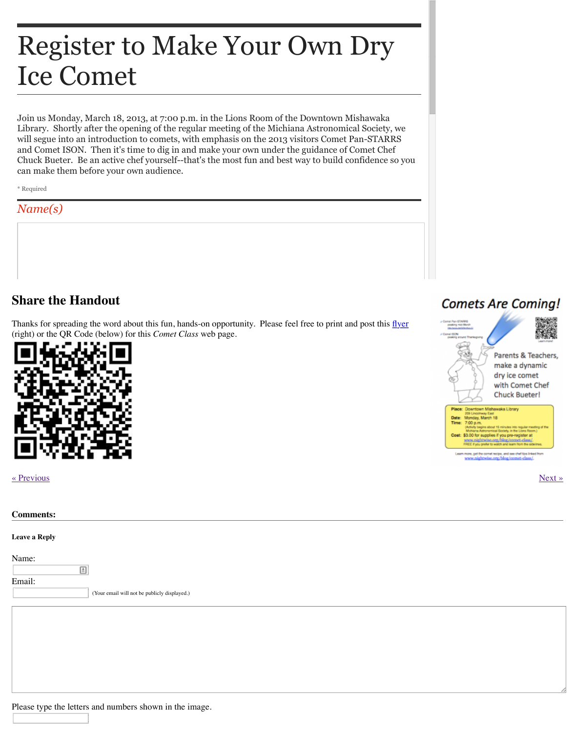# Register to Make Your Own Dry Ice Comet

Join us Monday, March 18, 2013, at 7:00 p.m. in the Lions Room of the Downtown Mishawaka Library. Shortly after the opening of the regular meeting of the Michiana Astronomical Society, we will segue into an introduction to comets, with emphasis on the 2013 visitors Comet Pan-STARRS and Comet ISON. Then it's time to dig in and make your own under the guidance of Comet Chef Chuck Bueter. Be an active chef yourself--that's the most fun and best way to build confidence so you can make them before your own audience.

\* Required

## Name(s)

## Share the Handout

Thanks for spreading the word about this fun, hands-on opportunity. Please feel free to print and post this flyer (right) or the QR Code (below) for this *Comet Class* web page.

« Previous

Next »

**Comments:**

**Leave a Reply**

Name:

Email:

(Your email will not be publicly displayed.)

Please type the letters and numbers shown in the image.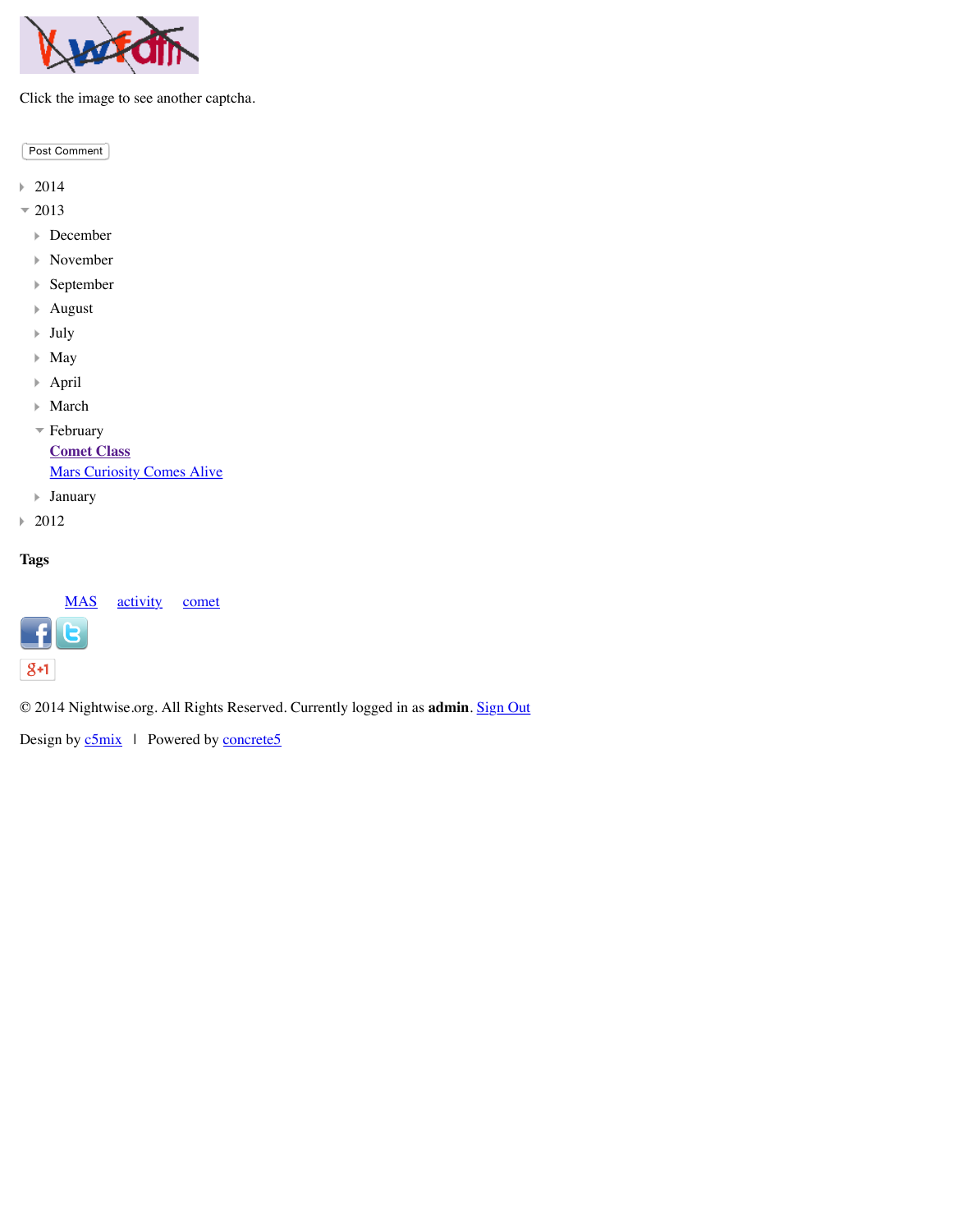Click the image to see another captcha.

Post Comment

- 2014
- 2013
  - December
  - November
  - September
  - August
  - July
  - May
  - April
  - March
  - February
    - **Comet Class**
    - Mars Curiosity Comes Alive
  - January
- 2012

**Tags**

MAS activity comet

© 2014 Nightwise.org. All Rights Reserved. Currently logged in as **admin**. Sign Out

Design by c5mix | Powered by concrete5